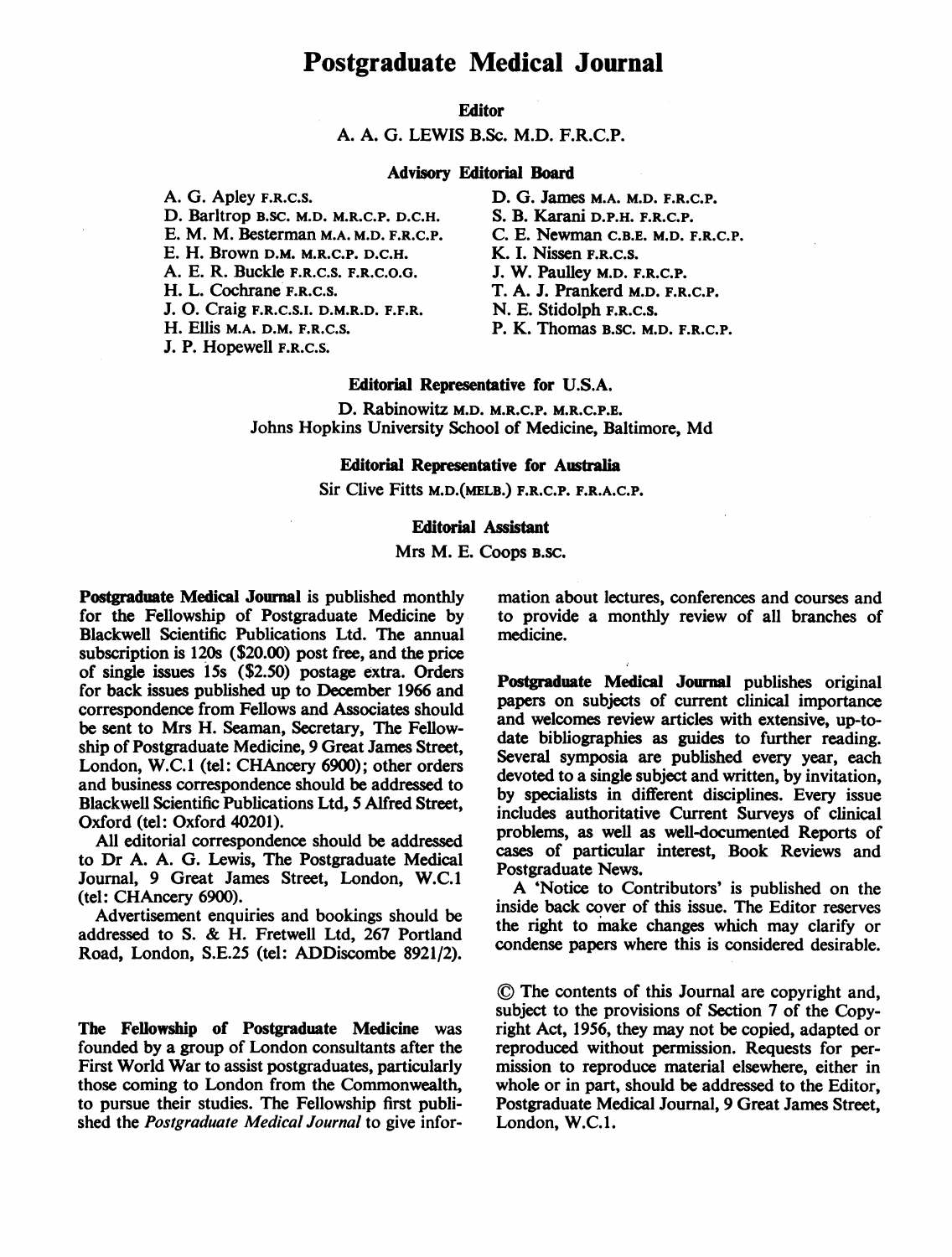# Postgraduate Medical Journal

**Editor**

A. A. G. LEWIS B.Sc. M.D. F.R.C.P.

**Advisory Editorial Board**

A. G. Apley F.R.C.S.
D. Barltrop B.SC. M.D. M.R.C.P. D.C.H.
E. M. M. Besterman M.A. M.D. F.R.C.P.
E. H. Brown D.M. M.R.C.P. D.C.H.
A. E. R. Buckle F.R.C.S. F.R.C.O.G.
H. L. Cochrane F.R.C.S.
J. O. Craig F.R.C.S.I. D.M.R.D. F.F.R.
H. Ellis M.A. D.M. F.R.C.S.
J. P. Hopewell F.R.C.S.
D. G. James M.A. M.D. F.R.C.P.
S. B. Karani D.P.H. F.R.C.P.
C. E. Newman C.B.E. M.D. F.R.C.P.
K. I. Nissen F.R.C.S.
J. W. Paulley M.D. F.R.C.P.
T. A. J. Prankerd M.D. F.R.C.P.
N. E. Stidolph F.R.C.S.
P. K. Thomas B.SC. M.D. F.R.C.P.

**Editorial Representative for U.S.A.**

D. Rabinowitz M.D. M.R.C.P. M.R.C.P.E.
Johns Hopkins University School of Medicine, Baltimore, Md

**Editorial Representative for Australia**

Sir Clive Fitts M.D.(MELB.) F.R.C.P. F.R.A.C.P.

**Editorial Assistant**

Mrs M. E. Coops B.SC.

**Postgraduate Medical Journal** is published monthly for the Fellowship of Postgraduate Medicine by Blackwell Scientific Publications Ltd. The annual subscription is 120s ($20.00) post free, and the price of single issues 15s ($2.50) postage extra. Orders for back issues published up to December 1966 and correspondence from Fellows and Associates should be sent to Mrs H. Seaman, Secretary, The Fellowship of Postgraduate Medicine, 9 Great James Street, London, W.C.1 (tel: CHAncery 6900); other orders and business correspondence should be addressed to Blackwell Scientific Publications Ltd, 5 Alfred Street, Oxford (tel: Oxford 40201).

All editorial correspondence should be addressed to Dr A. A. G. Lewis, The Postgraduate Medical Journal, 9 Great James Street, London, W.C.1 (tel: CHAncery 6900).

Advertisement enquiries and bookings should be addressed to S. & H. Fretwell Ltd, 267 Portland Road, London, S.E.25 (tel: ADDiscombe 8921/2).

**The Fellowship of Postgraduate Medicine** was founded by a group of London consultants after the First World War to assist postgraduates, particularly those coming to London from the Commonwealth, to pursue their studies. The Fellowship first published the *Postgraduate Medical Journal* to give information about lectures, conferences and courses and to provide a monthly review of all branches of medicine.

**Postgraduate Medical Journal** publishes original papers on subjects of current clinical importance and welcomes review articles with extensive, up-to-date bibliographies as guides to further reading. Several symposia are published every year, each devoted to a single subject and written, by invitation, by specialists in different disciplines. Every issue includes authoritative Current Surveys of clinical problems, as well as well-documented Reports of cases of particular interest, Book Reviews and Postgraduate News.

A 'Notice to Contributors' is published on the inside back cover of this issue. The Editor reserves the right to make changes which may clarify or condense papers where this is considered desirable.

© The contents of this Journal are copyright and, subject to the provisions of Section 7 of the Copyright Act, 1956, they may not be copied, adapted or reproduced without permission. Requests for permission to reproduce material elsewhere, either in whole or in part, should be addressed to the Editor, Postgraduate Medical Journal, 9 Great James Street, London, W.C.1.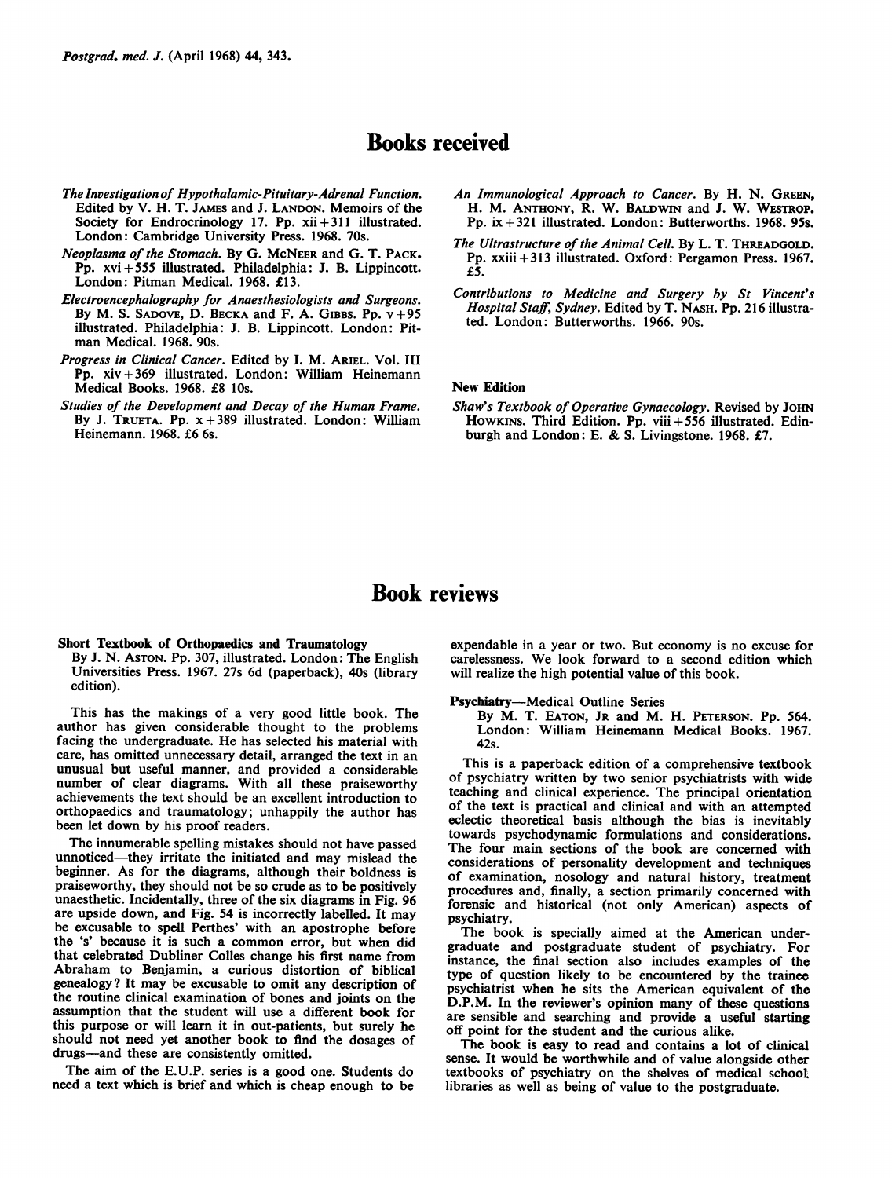# Books received

*The Investigation of Hypothalamic-Pituitary-Adrenal Function.* Edited by V. H. T. James and J. Landon. Memoirs of the Society for Endrocrinology 17. Pp. xii + 311 illustrated. London: Cambridge University Press. 1968. 70s.

*Neoplasma of the Stomach.* By G. McNeer and G. T. Pack. Pp. xvi + 555 illustrated. Philadelphia: J. B. Lippincott. London: Pitman Medical. 1968. £13.

*Electroencephalography for Anaesthesiologists and Surgeons.* By M. S. Sadove, D. Becka and F. A. Gibbs. Pp. v + 95 illustrated. Philadelphia: J. B. Lippincott. London: Pitman Medical. 1968. 90s.

*Progress in Clinical Cancer.* Edited by I. M. Ariel. Vol. III Pp. xiv + 369 illustrated. London: William Heinemann Medical Books. 1968. £8 10s.

*Studies of the Development and Decay of the Human Frame.* By J. Trueta. Pp. x + 389 illustrated. London: William Heinemann. 1968. £6 6s.

*An Immunological Approach to Cancer.* By H. N. Green, H. M. Anthony, R. W. Baldwin and J. W. Westrop. Pp. ix + 321 illustrated. London: Butterworths. 1968. 95s.

*The Ultrastructure of the Animal Cell.* By L. T. Threadgold. Pp. xxiii + 313 illustrated. Oxford: Pergamon Press. 1967. £5.

*Contributions to Medicine and Surgery by St Vincent's Hospital Staff, Sydney.* Edited by T. Nash. Pp. 216 illustrated. London: Butterworths. 1966. 90s.

### New Edition

*Shaw's Textbook of Operative Gynaecology.* Revised by John Howkins. Third Edition. Pp. viii + 556 illustrated. Edinburgh and London: E. & S. Livingstone. 1968. £7.

# Book reviews

**Short Textbook of Orthopaedics and Traumatology**
By J. N. Aston. Pp. 307, illustrated. London: The English Universities Press. 1967. 27s 6d (paperback), 40s (library edition).

This has the makings of a very good little book. The author has given considerable thought to the problems facing the undergraduate. He has selected his material with care, has omitted unnecessary detail, arranged the text in an unusual but useful manner, and provided a considerable number of clear diagrams. With all these praiseworthy achievements the text should be an excellent introduction to orthopaedics and traumatology; unhappily the author has been let down by his proof readers.

The innumerable spelling mistakes should not have passed unnoticed—they irritate the initiated and may mislead the beginner. As for the diagrams, although their boldness is praiseworthy, they should not be so crude as to be positively unaesthetic. Incidentally, three of the six diagrams in Fig. 96 are upside down, and Fig. 54 is incorrectly labelled. It may be excusable to spell Perthes' with an apostrophe before the 's' because it is such a common error, but when did that celebrated Dubliner Colles change his first name from Abraham to Benjamin, a curious distortion of biblical genealogy? It may be excusable to omit any description of the routine clinical examination of bones and joints on the assumption that the student will use a different book for this purpose or will learn it in out-patients, but surely he should not need yet another book to find the dosages of drugs—and these are consistently omitted.

The aim of the E.U.P. series is a good one. Students do need a text which is brief and which is cheap enough to be expendable in a year or two. But economy is no excuse for carelessness. We look forward to a second edition which will realize the high potential value of this book.

**Psychiatry—Medical Outline Series**
By M. T. Eaton, Jr and M. H. Peterson. Pp. 564. London: William Heinemann Medical Books. 1967. 42s.

This is a paperback edition of a comprehensive textbook of psychiatry written by two senior psychiatrists with wide teaching and clinical experience. The principal orientation of the text is practical and clinical and with an attempted eclectic theoretical basis although the bias is inevitably towards psychodynamic formulations and considerations. The four main sections of the book are concerned with considerations of personality development and techniques of examination, nosology and natural history, treatment procedures and, finally, a section primarily concerned with forensic and historical (not only American) aspects of psychiatry.

The book is specially aimed at the American undergraduate and postgraduate student of psychiatry. For instance, the final section also includes examples of the type of question likely to be encountered by the trainee psychiatrist when he sits the American equivalent of the D.P.M. In the reviewer's opinion many of these questions are sensible and searching and provide a useful starting off point for the student and the curious alike.

The book is easy to read and contains a lot of clinical sense. It would be worthwhile and of value alongside other textbooks of psychiatry on the shelves of medical school libraries as well as being of value to the postgraduate.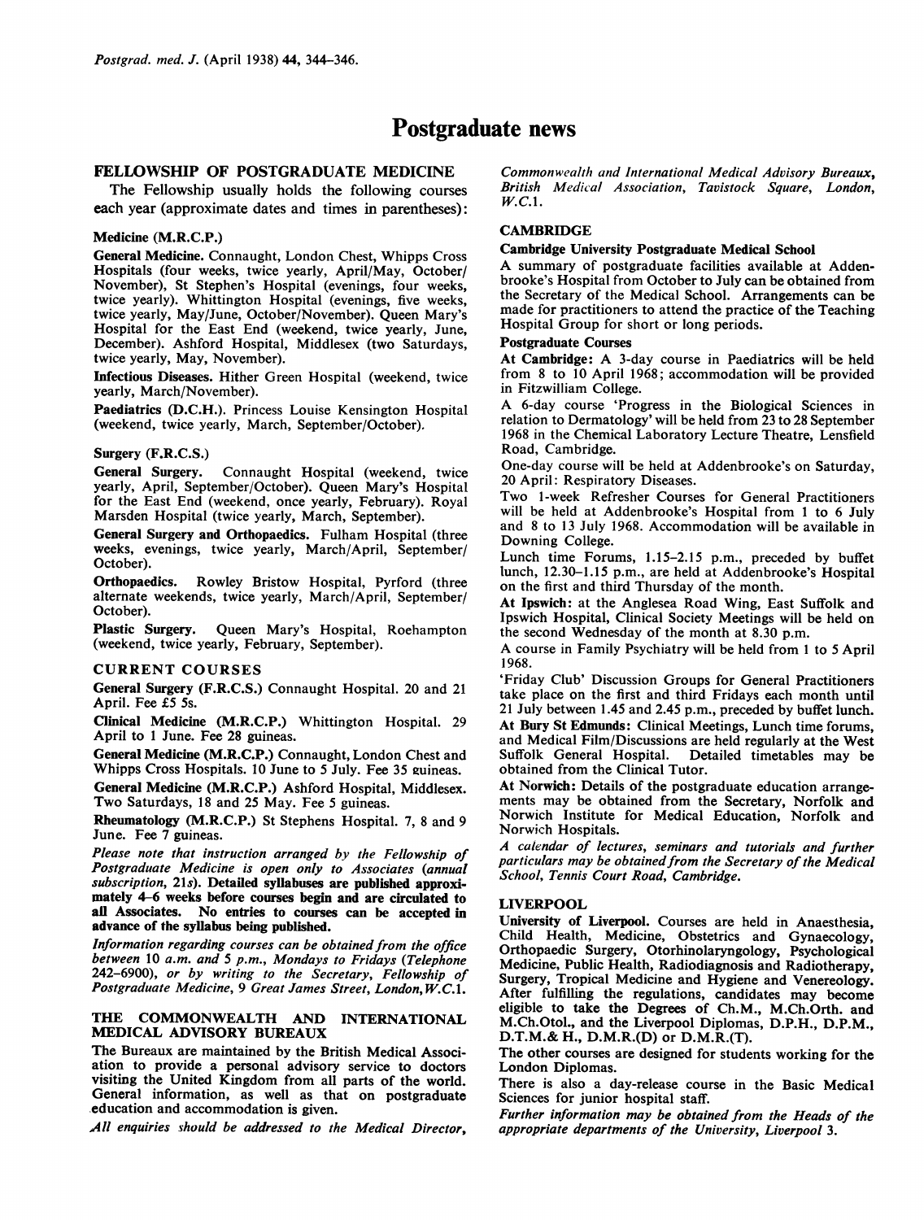# Postgraduate news

## FELLOWSHIP OF POSTGRADUATE MEDICINE

The Fellowship usually holds the following courses each year (approximate dates and times in parentheses):

### Medicine (M.R.C.P.)

**General Medicine.** Connaught, London Chest, Whipps Cross Hospitals (four weeks, twice yearly, April/May, October/November), St Stephen's Hospital (evenings, four weeks, twice yearly). Whittington Hospital (evenings, five weeks, twice yearly, May/June, October/November). Queen Mary's Hospital for the East End (weekend, twice yearly, June, December). Ashford Hospital, Middlesex (two Saturdays, twice yearly, May, November).

**Infectious Diseases.** Hither Green Hospital (weekend, twice yearly, March/November).

**Paediatrics (D.C.H.).** Princess Louise Kensington Hospital (weekend, twice yearly, March, September/October).

### Surgery (F.R.C.S.)

**General Surgery.** Connaught Hospital (weekend, twice yearly, April, September/October). Queen Mary's Hospital for the East End (weekend, once yearly, February). Royal Marsden Hospital (twice yearly, March, September).

**General Surgery and Orthopaedics.** Fulham Hospital (three weeks, evenings, twice yearly, March/April, September/October).

**Orthopaedics.** Rowley Bristow Hospital, Pyrford (three alternate weekends, twice yearly, March/April, September/October).

**Plastic Surgery.** Queen Mary's Hospital, Roehampton (weekend, twice yearly, February, September).

### CURRENT COURSES

**General Surgery (F.R.C.S.)** Connaught Hospital. 20 and 21 April. Fee £5 5s.

**Clinical Medicine (M.R.C.P.)** Whittington Hospital. 29 April to 1 June. Fee 28 guineas.

**General Medicine (M.R.C.P.)** Connaught, London Chest and Whipps Cross Hospitals. 10 June to 5 July. Fee 35 guineas.

**General Medicine (M.R.C.P.)** Ashford Hospital, Middlesex. Two Saturdays, 18 and 25 May. Fee 5 guineas.

**Rheumatology (M.R.C.P.)** St Stephens Hospital. 7, 8 and 9 June. Fee 7 guineas.

*Please note that instruction arranged by the Fellowship of Postgraduate Medicine is open only to Associates (annual subscription, 21s).* **Detailed syllabuses are published approximately 4–6 weeks before courses begin and are circulated to all Associates. No entries to courses can be accepted in advance of the syllabus being published.**

*Information regarding courses can be obtained from the office between 10 a.m. and 5 p.m., Mondays to Fridays (Telephone 242–6900), or by writing to the Secretary, Fellowship of Postgraduate Medicine, 9 Great James Street, London, W.C.1.*

## THE COMMONWEALTH AND INTERNATIONAL MEDICAL ADVISORY BUREAUX

The Bureaux are maintained by the British Medical Association to provide a personal advisory service to doctors visiting the United Kingdom from all parts of the world. General information, as well as that on postgraduate education and accommodation is given.

*All enquiries should be addressed to the Medical Director, Commonwealth and International Medical Advisory Bureaux, British Medical Association, Tavistock Square, London, W.C.1.*

## CAMBRIDGE

### Cambridge University Postgraduate Medical School

A summary of postgraduate facilities available at Addenbrooke's Hospital from October to July can be obtained from the Secretary of the Medical School. Arrangements can be made for practitioners to attend the practice of the Teaching Hospital Group for short or long periods.

### Postgraduate Courses

**At Cambridge:** A 3-day course in Paediatrics will be held from 8 to 10 April 1968; accommodation will be provided in Fitzwilliam College.

A 6-day course 'Progress in the Biological Sciences in relation to Dermatology' will be held from 23 to 28 September 1968 in the Chemical Laboratory Lecture Theatre, Lensfield Road, Cambridge.

One-day course will be held at Addenbrooke's on Saturday, 20 April: Respiratory Diseases.

Two 1-week Refresher Courses for General Practitioners will be held at Addenbrooke's Hospital from 1 to 6 July and 8 to 13 July 1968. Accommodation will be available in Downing College.

Lunch time Forums, 1.15–2.15 p.m., preceded by buffet lunch, 12.30–1.15 p.m., are held at Addenbrooke's Hospital on the first and third Thursday of the month.

**At Ipswich:** at the Anglesea Road Wing, East Suffolk and Ipswich Hospital, Clinical Society Meetings will be held on the second Wednesday of the month at 8.30 p.m.

A course in Family Psychiatry will be held from 1 to 5 April 1968.

'Friday Club' Discussion Groups for General Practitioners take place on the first and third Fridays each month until 21 July between 1.45 and 2.45 p.m., preceded by buffet lunch.

**At Bury St Edmunds:** Clinical Meetings, Lunch time forums, and Medical Film/Discussions are held regularly at the West Suffolk General Hospital. Detailed timetables may be obtained from the Clinical Tutor.

**At Norwich:** Details of the postgraduate education arrangements may be obtained from the Secretary, Norfolk and Norwich Institute for Medical Education, Norfolk and Norwich Hospitals.

*A calendar of lectures, seminars and tutorials and further particulars may be obtained from the Secretary of the Medical School, Tennis Court Road, Cambridge.*

## LIVERPOOL

**University of Liverpool.** Courses are held in Anaesthesia, Child Health, Medicine, Obstetrics and Gynaecology, Orthopaedic Surgery, Otorhinolaryngology, Psychological Medicine, Public Health, Radiodiagnosis and Radiotherapy, Surgery, Tropical Medicine and Hygiene and Venereology. After fulfilling the regulations, candidates may become eligible to take the Degrees of Ch.M., M.Ch.Orth. and M.Ch.Otol., and the Liverpool Diplomas, D.P.H., D.P.M., D.T.M.& H., D.M.R.(D) or D.M.R.(T).

The other courses are designed for students working for the London Diplomas.

There is also a day-release course in the Basic Medical Sciences for junior hospital staff.

*Further information may be obtained from the Heads of the appropriate departments of the University, Liverpool 3.*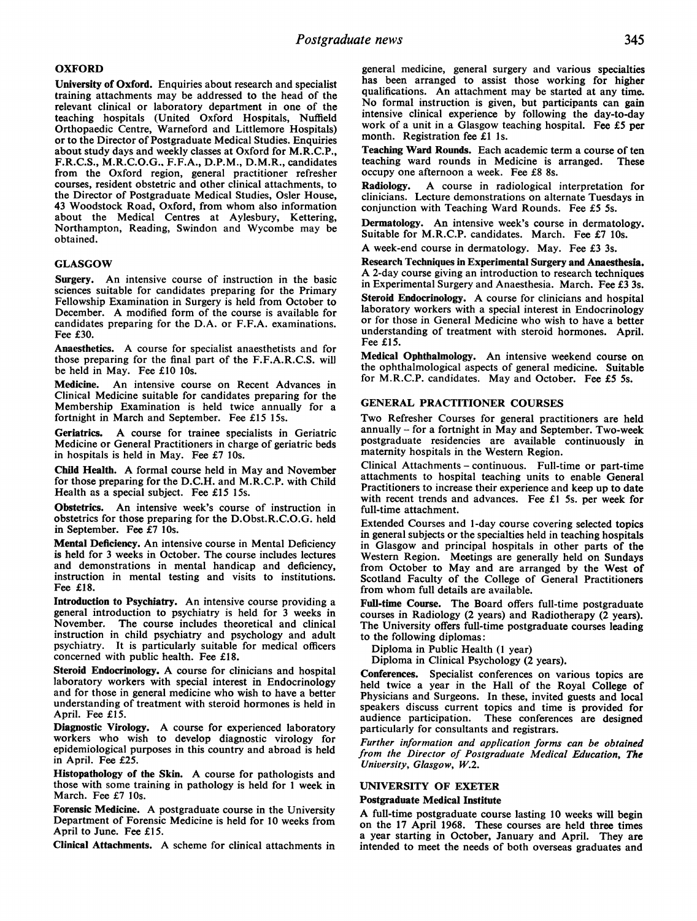## OXFORD

**University of Oxford.** Enquiries about research and specialist training attachments may be addressed to the head of the relevant clinical or laboratory department in one of the teaching hospitals (United Oxford Hospitals, Nuffield Orthopaedic Centre, Warneford and Littlemore Hospitals) or to the Director of Postgraduate Medical Studies. Enquiries about study days and weekly classes at Oxford for M.R.C.P., F.R.C.S., M.R.C.O.G., F.F.A., D.P.M., D.M.R., candidates from the Oxford region, general practitioner refresher courses, resident obstetric and other clinical attachments, to the Director of Postgraduate Medical Studies, Osler House, 43 Woodstock Road, Oxford, from whom also information about the Medical Centres at Aylesbury, Kettering, Northampton, Reading, Swindon and Wycombe may be obtained.

## GLASGOW

**Surgery.** An intensive course of instruction in the basic sciences suitable for candidates preparing for the Primary Fellowship Examination in Surgery is held from October to December. A modified form of the course is available for candidates preparing for the D.A. or F.F.A. examinations. Fee £30.

**Anaesthetics.** A course for specialist anaesthetists and for those preparing for the final part of the F.F.A.R.C.S. will be held in May. Fee £10 10s.

**Medicine.** An intensive course on Recent Advances in Clinical Medicine suitable for candidates preparing for the Membership Examination is held twice annually for a fortnight in March and September. Fee £15 15s.

**Geriatrics.** A course for trainee specialists in Geriatric Medicine or General Practitioners in charge of geriatric beds in hospitals is held in May. Fee £7 10s.

**Child Health.** A formal course held in May and November for those preparing for the D.C.H. and M.R.C.P. with Child Health as a special subject. Fee £15 15s.

**Obstetrics.** An intensive week's course of instruction in obstetrics for those preparing for the D.Obst.R.C.O.G. held in September. Fee £7 10s.

**Mental Deficiency.** An intensive course in Mental Deficiency is held for 3 weeks in October. The course includes lectures and demonstrations in mental handicap and deficiency, instruction in mental testing and visits to institutions. Fee £18.

**Introduction to Psychiatry.** An intensive course providing a general introduction to psychiatry is held for 3 weeks in November. The course includes theoretical and clinical instruction in child psychiatry and psychology and adult psychiatry. It is particularly suitable for medical officers concerned with public health. Fee £18.

**Steroid Endocrinology.** A course for clinicians and hospital laboratory workers with special interest in Endocrinology and for those in general medicine who wish to have a better understanding of treatment with steroid hormones is held in April. Fee £15.

**Diagnostic Virology.** A course for experienced laboratory workers who wish to develop diagnostic virology for epidemiological purposes in this country and abroad is held in April. Fee £25.

**Histopathology of the Skin.** A course for pathologists and those with some training in pathology is held for 1 week in March. Fee £7 10s.

**Forensic Medicine.** A postgraduate course in the University Department of Forensic Medicine is held for 10 weeks from April to June. Fee £15.

**Clinical Attachments.** A scheme for clinical attachments in general medicine, general surgery and various specialties has been arranged to assist those working for higher qualifications. An attachment may be started at any time. No formal instruction is given, but participants can gain intensive clinical experience by following the day-to-day work of a unit in a Glasgow teaching hospital. Fee £5 per month. Registration fee £1 1s.

**Teaching Ward Rounds.** Each academic term a course of ten teaching ward rounds in Medicine is arranged. These occupy one afternoon a week. Fee £8 8s.

**Radiology.** A course in radiological interpretation for clinicians. Lecture demonstrations on alternate Tuesdays in conjunction with Teaching Ward Rounds. Fee £5 5s.

**Dermatology.** An intensive week's course in dermatology. Suitable for M.R.C.P. candidates. March. Fee £7 10s.

A week-end course in dermatology. May. Fee £3 3s.

**Research Techniques in Experimental Surgery and Anaesthesia.** A 2-day course giving an introduction to research techniques in Experimental Surgery and Anaesthesia. March. Fee £3 3s.

**Steroid Endocrinology.** A course for clinicians and hospital laboratory workers with a special interest in Endocrinology or for those in General Medicine who wish to have a better understanding of treatment with steroid hormones. April. Fee £15.

**Medical Ophthalmology.** An intensive weekend course on the ophthalmological aspects of general medicine. Suitable for M.R.C.P. candidates. May and October. Fee £5 5s.

### GENERAL PRACTITIONER COURSES

Two Refresher Courses for general practitioners are held annually – for a fortnight in May and September. Two-week postgraduate residencies are available continuously in maternity hospitals in the Western Region.

Clinical Attachments – continuous. Full-time or part-time attachments to hospital teaching units to enable General Practitioners to increase their experience and keep up to date with recent trends and advances. Fee £1 5s. per week for full-time attachment.

Extended Courses and 1-day course covering selected topics in general subjects or the specialties held in teaching hospitals in Glasgow and principal hospitals in other parts of the Western Region. Meetings are generally held on Sundays from October to May and are arranged by the West of Scotland Faculty of the College of General Practitioners from whom full details are available.

**Full-time Course.** The Board offers full-time postgraduate courses in Radiology (2 years) and Radiotherapy (2 years). The University offers full-time postgraduate courses leading to the following diplomas:

Diploma in Public Health (1 year)
Diploma in Clinical Psychology (2 years).

**Conferences.** Specialist conferences on various topics are held twice a year in the Hall of the Royal College of Physicians and Surgeons. In these, invited guests and local speakers discuss current topics and time is provided for audience participation. These conferences are designed particularly for consultants and registrars.

*Further information and application forms can be obtained from the Director of Postgraduate Medical Education, The University, Glasgow, W.2.*

## UNIVERSITY OF EXETER

### Postgraduate Medical Institute

A full-time postgraduate course lasting 10 weeks will begin on the 17 April 1968. These courses are held three times a year starting in October, January and April. They are intended to meet the needs of both overseas graduates and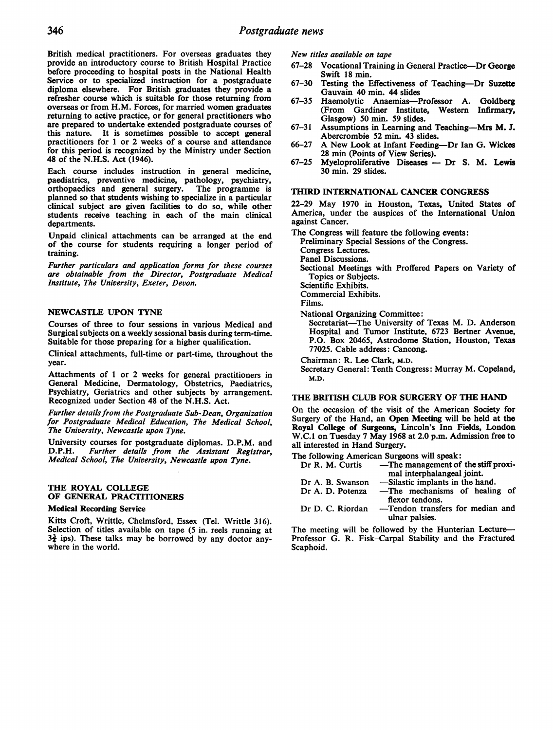British medical practitioners. For overseas graduates they provide an introductory course to British Hospital Practice before proceeding to hospital posts in the National Health Service or to specialized instruction for a postgraduate diploma elsewhere. For British graduates they provide a refresher course which is suitable for those returning from overseas or from H.M. Forces, for married women graduates returning to active practice, or for general practitioners who are prepared to undertake extended postgraduate courses of this nature. It is sometimes possible to accept general practitioners for 1 or 2 weeks of a course and attendance for this period is recognized by the Ministry under Section 48 of the N.H.S. Act (1946).

Each course includes instruction in general medicine, paediatrics, preventive medicine, pathology, psychiatry, orthopaedics and general surgery. The programme is planned so that students wishing to specialize in a particular clinical subject are given facilities to do so, while other students receive teaching in each of the main clinical departments.

Unpaid clinical attachments can be arranged at the end of the course for students requiring a longer period of training.

*Further particulars and application forms for these courses are obtainable from the Director, Postgraduate Medical Institute, The University, Exeter, Devon.*

## NEWCASTLE UPON TYNE

Courses of three to four sessions in various Medical and Surgical subjects on a weekly sessional basis during term-time. Suitable for those preparing for a higher qualification.

Clinical attachments, full-time or part-time, throughout the year.

Attachments of 1 or 2 weeks for general practitioners in General Medicine, Dermatology, Obstetrics, Paediatrics, Psychiatry, Geriatrics and other subjects by arrangement. Recognized under Section 48 of the N.H.S. Act.

*Further details from the Postgraduate Sub-Dean, Organization for Postgraduate Medical Education, The Medical School, The University, Newcastle upon Tyne.*

University courses for postgraduate diplomas. D.P.M. and D.P.H. *Further details from the Assistant Registrar, Medical School, The University, Newcastle upon Tyne.*

## THE ROYAL COLLEGE OF GENERAL PRACTITIONERS

### Medical Recording Service

Kitts Croft, Writtle, Chelmsford, Essex (Tel. Writtle 316). Selection of titles available on tape (5 in. reels running at $3\frac{3}{4}$ ips). These talks may be borrowed by any doctor anywhere in the world.

*New titles available on tape*

- 67–28 Vocational Training in General Practice—Dr George Swift 18 min.
- 67–30 Testing the Effectiveness of Teaching—Dr Suzette Gauvain 40 min. 44 slides
- 67–35 Haemolytic Anaemias—Professor A. Goldberg (From Gardiner Institute, Western Infirmary, Glasgow) 50 min. 59 slides.
- 67–31 Assumptions in Learning and Teaching—Mrs M. J. Abercrombie 52 min. 43 slides.
- 66–27 A New Look at Infant Feeding—Dr Ian G. Wickes 28 min (Points of View Series).
- 67–25 Myeloproliferative Diseases — Dr S. M. Lewis 30 min. 29 slides.

## THIRD INTERNATIONAL CANCER CONGRESS

22–29 May 1970 in Houston, Texas, United States of America, under the auspices of the International Union against Cancer.

The Congress will feature the following events:

- Preliminary Special Sessions of the Congress.
- Congress Lectures.
- Panel Discussions.
- Sectional Meetings with Proffered Papers on Variety of Topics or Subjects.
- Scientific Exhibits.
- Commercial Exhibits.
- Films.

National Organizing Committee:

Secretariat—The University of Texas M. D. Anderson Hospital and Tumor Institute, 6723 Bertner Avenue, P.O. Box 20465, Astrodome Station, Houston, Texas 77025. Cable address: Cancong.

Chairman: R. Lee Clark, M.D.

Secretary General: Tenth Congress: Murray M. Copeland, M.D.

## THE BRITISH CLUB FOR SURGERY OF THE HAND

On the occasion of the visit of the American Society for Surgery of the Hand, an **Open Meeting** will be held at the **Royal College of Surgeons,** Lincoln's Inn Fields, London W.C.1 on Tuesday 7 May 1968 at 2.0 p.m. Admission free to all interested in Hand Surgery.

The following American Surgeons will speak:

| | |
|---|---|
| Dr R. M. Curtis | —The management of the stiff proximal interphalangeal joint. |
| Dr A. B. Swanson | —Silastic implants in the hand. |
| Dr A. D. Potenza | —The mechanisms of healing of flexor tendons. |
| Dr D. C. Riordan | —Tendon transfers for median and ulnar palsies. |

The meeting will be followed by the Hunterian Lecture—Professor G. R. Fisk–Carpal Stability and the Fractured Scaphoid.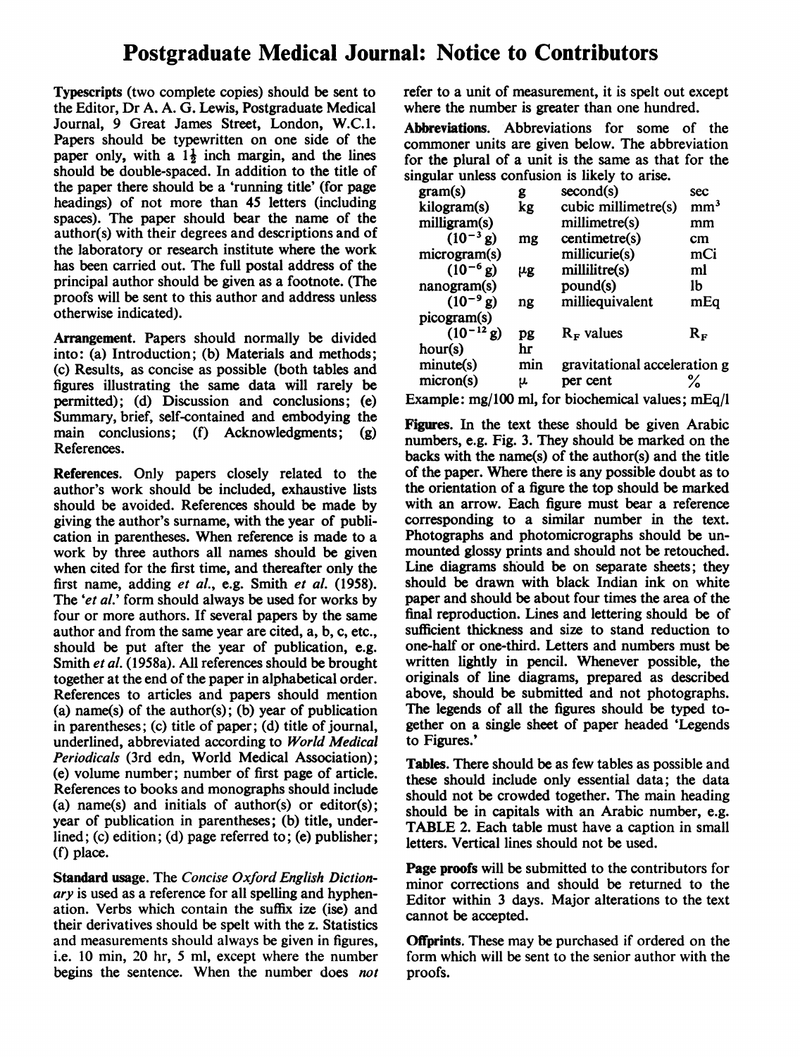# Postgraduate Medical Journal: Notice to Contributors

**Typescripts** (two complete copies) should be sent to the Editor, Dr A. A. G. Lewis, Postgraduate Medical Journal, 9 Great James Street, London, W.C.1. Papers should be typewritten on one side of the paper only, with a $1\frac{1}{2}$ inch margin, and the lines should be double-spaced. In addition to the title of the paper there should be a 'running title' (for page headings) of not more than 45 letters (including spaces). The paper should bear the name of the author(s) with their degrees and descriptions and of the laboratory or research institute where the work has been carried out. The full postal address of the principal author should be given as a footnote. (The proofs will be sent to this author and address unless otherwise indicated).

**Arrangement.** Papers should normally be divided into: (a) Introduction; (b) Materials and methods; (c) Results, as concise as possible (both tables and figures illustrating the same data will rarely be permitted); (d) Discussion and conclusions; (e) Summary, brief, self-contained and embodying the main conclusions; (f) Acknowledgments; (g) References.

**References.** Only papers closely related to the author's work should be included, exhaustive lists should be avoided. References should be made by giving the author's surname, with the year of publication in parentheses. When reference is made to a work by three authors all names should be given when cited for the first time, and thereafter only the first name, adding *et al.*, e.g. Smith *et al.* (1958). The '*et al.*' form should always be used for works by four or more authors. If several papers by the same author and from the same year are cited, a, b, c, etc., should be put after the year of publication, e.g. Smith *et al.* (1958a). All references should be brought together at the end of the paper in alphabetical order. References to articles and papers should mention (a) name(s) of the author(s); (b) year of publication in parentheses; (c) title of paper; (d) title of journal, underlined, abbreviated according to *World Medical Periodicals* (3rd edn, World Medical Association); (e) volume number; number of first page of article. References to books and monographs should include (a) name(s) and initials of author(s) or editor(s); year of publication in parentheses; (b) title, underlined; (c) edition; (d) page referred to; (e) publisher; (f) place.

**Standard usage.** The *Concise Oxford English Dictionary* is used as a reference for all spelling and hyphenation. Verbs which contain the suffix ize (ise) and their derivatives should be spelt with the z. Statistics and measurements should always be given in figures, i.e. 10 min, 20 hr, 5 ml, except where the number begins the sentence. When the number does *not* refer to a unit of measurement, it is spelt out except where the number is greater than one hundred.

**Abbreviations.** Abbreviations for some of the commoner units are given below. The abbreviation for the plural of a unit is the same as that for the singular unless confusion is likely to arise.

| | | | |
|---|---|---|---|
| gram(s) | g | second(s) | sec |
| kilogram(s) | kg | cubic millimetre(s) | $mm^3$ |
| milligram(s) ($10^{-3}$ g) | mg | millimetre(s) | mm |
| | | centimetre(s) | cm |
| microgram(s) ($10^{-6}$ g) | μg | millicurie(s) | mCi |
| | | millilitre(s) | ml |
| nanogram(s) ($10^{-9}$ g) | ng | pound(s) | lb |
| | | milliequivalent | mEq |
| picogram(s) ($10^{-12}$ g) | pg | $R_F$ values | $R_F$ |
| hour(s) | hr | | |
| minute(s) | min | gravitational acceleration | g |
| micron(s) | μ | per cent | % |

Example: mg/100 ml, for biochemical values; mEq/l

**Figures.** In the text these should be given Arabic numbers, e.g. Fig. 3. They should be marked on the backs with the name(s) of the author(s) and the title of the paper. Where there is any possible doubt as to the orientation of a figure the top should be marked with an arrow. Each figure must bear a reference corresponding to a similar number in the text. Photographs and photomicrographs should be unmounted glossy prints and should not be retouched. Line diagrams should be on separate sheets; they should be drawn with black Indian ink on white paper and should be about four times the area of the final reproduction. Lines and lettering should be of sufficient thickness and size to stand reduction to one-half or one-third. Letters and numbers must be written lightly in pencil. Whenever possible, the originals of line diagrams, prepared as described above, should be submitted and not photographs. The legends of all the figures should be typed together on a single sheet of paper headed 'Legends to Figures.'

**Tables.** There should be as few tables as possible and these should include only essential data; the data should not be crowded together. The main heading should be in capitals with an Arabic number, e.g. TABLE 2. Each table must have a caption in small letters. Vertical lines should not be used.

**Page proofs** will be submitted to the contributors for minor corrections and should be returned to the Editor within 3 days. Major alterations to the text cannot be accepted.

**Offprints.** These may be purchased if ordered on the form which will be sent to the senior author with the proofs.